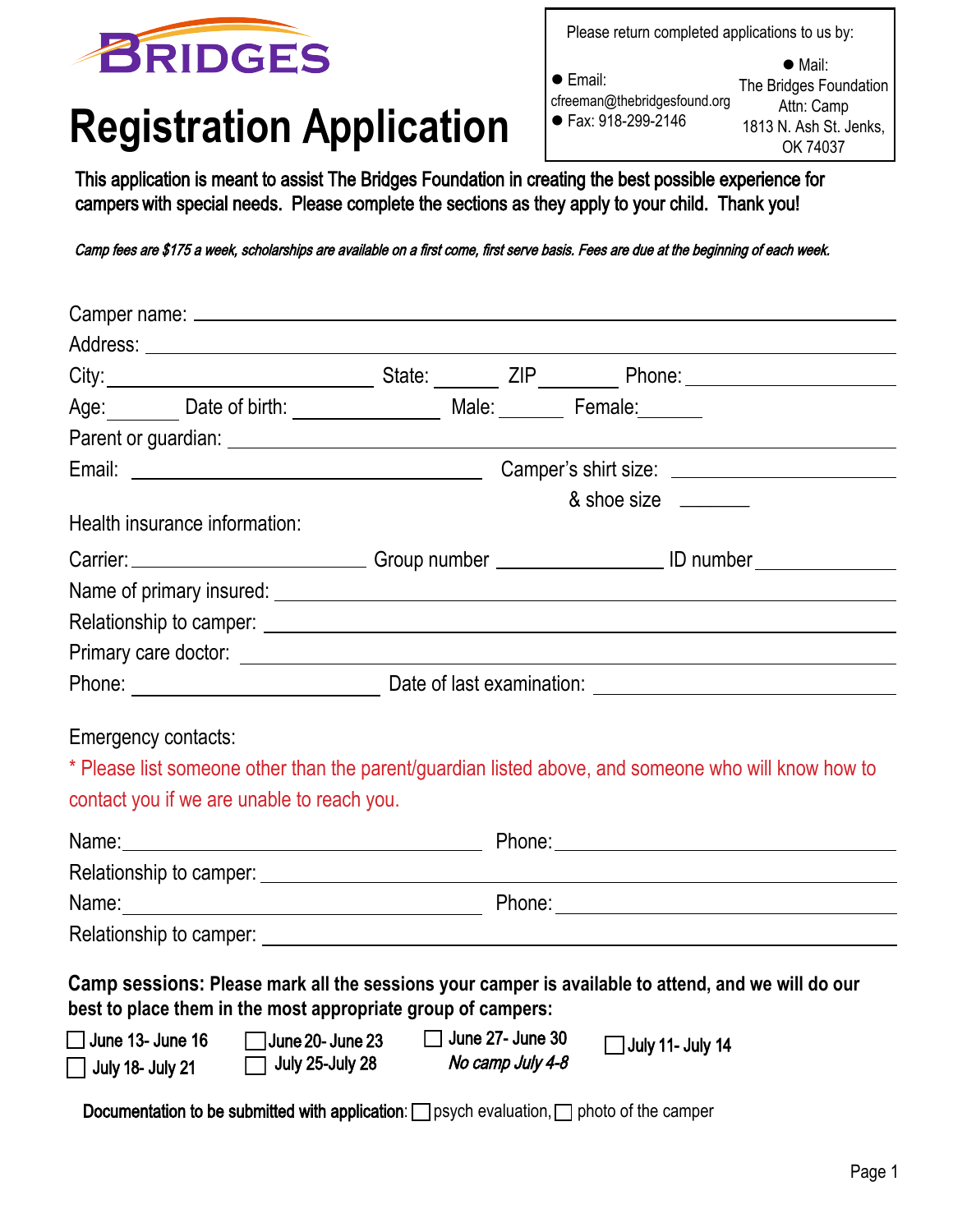BRIDGES

# Registration Application

Please return completed applications to us by:

- Email: cfreeman@thebridgesfound.org
- Fax: 918-299-2146
- Mail: The Bridges Foundation Attn: Camp 1813 N. Ash St. Jenks, OK 74037

**This application is meant to assist The Bridges Foundation in creating the best possible experience for campers with special needs. Please complete the sections as they apply to your child. Thank you!**

*Camp fees are $175 a week, scholarships are available on a first come, first serve basis. Fees are due at the beginning of each week.*

Camper name: ______________________________

Address: ______________________________

City: ____________ State: ______ ZIP ______ Phone: ____________

Age: ______ Date of birth: ____________ Male: ______ Female: ______

Parent or guardian: ______________________________

Email: ____________________ Camper's shirt size: ____________ & shoe size ______

Health insurance information:

Carrier: ____________ Group number ____________ ID number ____________

Name of primary insured: ______________________________

Relationship to camper: ______________________________

Primary care doctor: ______________________________

Phone: ____________ Date of last examination: ____________

Emergency contacts:

\* Please list someone other than the parent/guardian listed above, and someone who will know how to contact you if we are unable to reach you.

Name: ____________________ Phone: ____________________

Relationship to camper: ______________________________

Name: ____________________ Phone: ____________________

Relationship to camper: ______________________________

**Camp sessions: Please mark all the sessions your camper is available to attend, and we will do our best to place them in the most appropriate group of campers:**

- ☐ June 13- June 16
- ☐ June 20- June 23
- ☐ June 27- June 30
- ☐ July 11- July 14
- ☐ July 18- July 21
- ☐ July 25-July 28

*No camp July 4-8*

**Documentation to be submitted with application:** ☐ psych evaluation, ☐ photo of the camper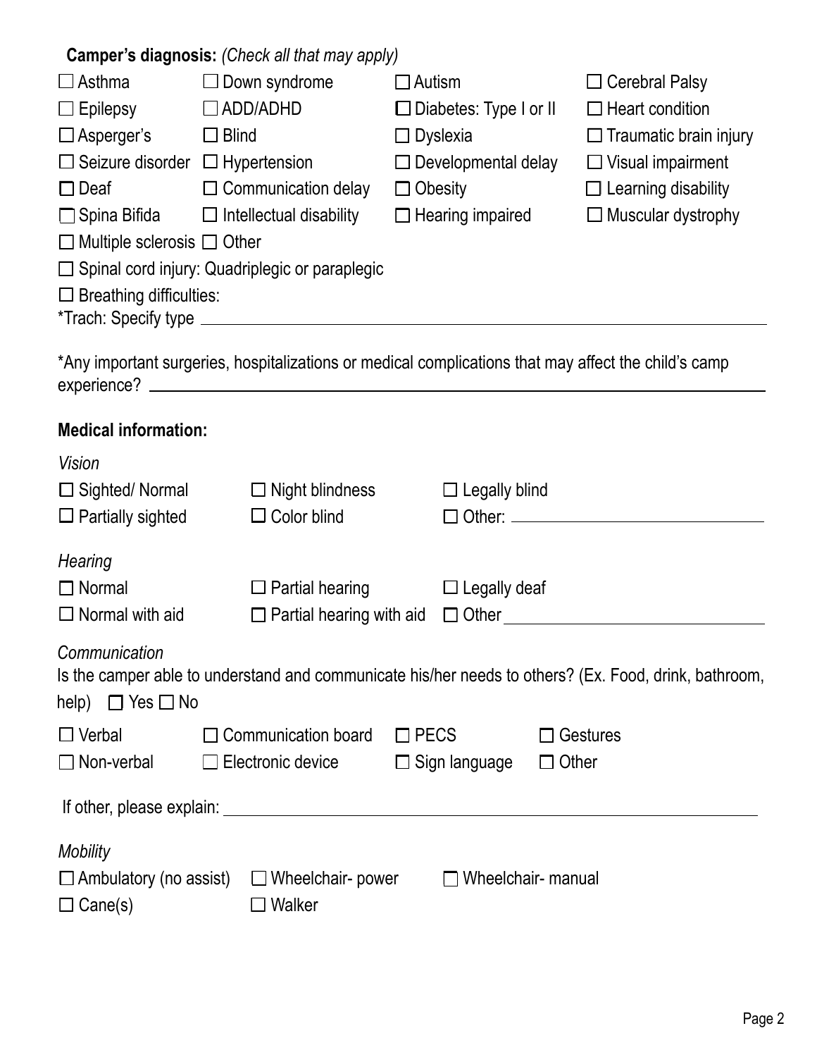**Camper's diagnosis:** *(Check all that may apply)*

☐ Asthma ☐ Down syndrome ☐ Autism ☐ Cerebral Palsy

☐ Epilepsy ☐ ADD/ADHD ☐ Diabetes: Type I or II ☐ Heart condition

☐ Asperger's ☐ Blind ☐ Dyslexia ☐ Traumatic brain injury

☐ Seizure disorder ☐ Hypertension ☐ Developmental delay ☐ Visual impairment

☐ Deaf ☐ Communication delay ☐ Obesity ☐ Learning disability

☐ Spina Bifida ☐ Intellectual disability ☐ Hearing impaired ☐ Muscular dystrophy

☐ Multiple sclerosis ☐ Other

☐ Spinal cord injury: Quadriplegic or paraplegic

☐ Breathing difficulties:

*Trach: Specify type ______________________________

*Any important surgeries, hospitalizations or medical complications that may affect the child's camp experience? ______________________________

**Medical information:**

*Vision*

☐ Sighted/ Normal ☐ Night blindness ☐ Legally blind

☐ Partially sighted ☐ Color blind ☐ Other: ______________

*Hearing*

☐ Normal ☐ Partial hearing ☐ Legally deaf

☐ Normal with aid ☐ Partial hearing with aid ☐ Other ______________

*Communication*

Is the camper able to understand and communicate his/her needs to others? (Ex. Food, drink, bathroom, help) ☐ Yes ☐ No

☐ Verbal ☐ Communication board ☐ PECS ☐ Gestures

☐ Non-verbal ☐ Electronic device ☐ Sign language ☐ Other

If other, please explain: ______________________________

*Mobility*

☐ Ambulatory (no assist) ☐ Wheelchair- power ☐ Wheelchair- manual

☐ Cane(s) ☐ Walker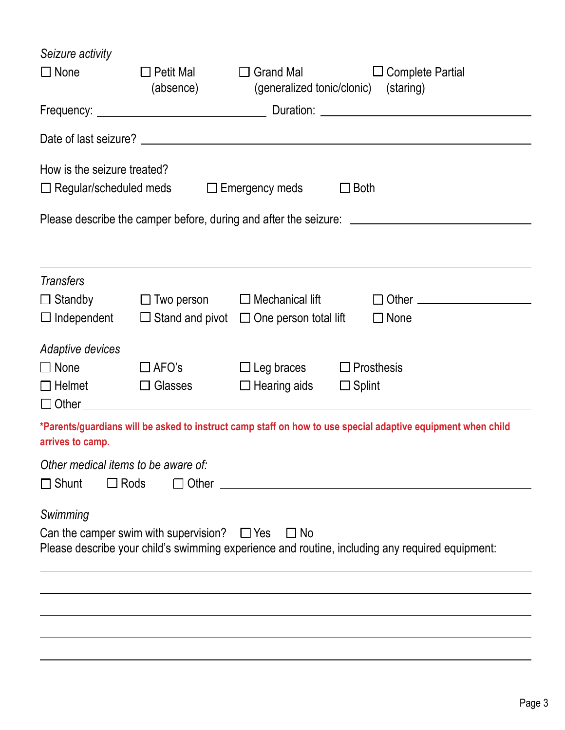*Seizure activity*

☐ None ☐ Petit Mal (absence) ☐ Grand Mal (generalized tonic/clonic) ☐ Complete Partial (staring)

Frequency: ______________________________ Duration: ______________________________

Date of last seizure? ______________________________________________________________

How is the seizure treated?

☐ Regular/scheduled meds ☐ Emergency meds ☐ Both

Please describe the camper before, during and after the seizure: ______________________________

________________________________________________________________________________

________________________________________________________________________________

*Transfers*

☐ Standby ☐ Two person ☐ Mechanical lift ☐ Other ______________

☐ Independent ☐ Stand and pivot ☐ One person total lift ☐ None

*Adaptive devices*

☐ None ☐ AFO's ☐ Leg braces ☐ Prosthesis

☐ Helmet ☐ Glasses ☐ Hearing aids ☐ Splint

☐ Other______________________________________________________________________

**\*Parents/guardians will be asked to instruct camp staff on how to use special adaptive equipment when child arrives to camp.**

*Other medical items to be aware of:*

☐ Shunt ☐ Rods ☐ Other ______________________________________________

*Swimming*

Can the camper swim with supervision? ☐ Yes ☐ No

Please describe your child's swimming experience and routine, including any required equipment:

________________________________________________________________________________

________________________________________________________________________________

________________________________________________________________________________

________________________________________________________________________________

________________________________________________________________________________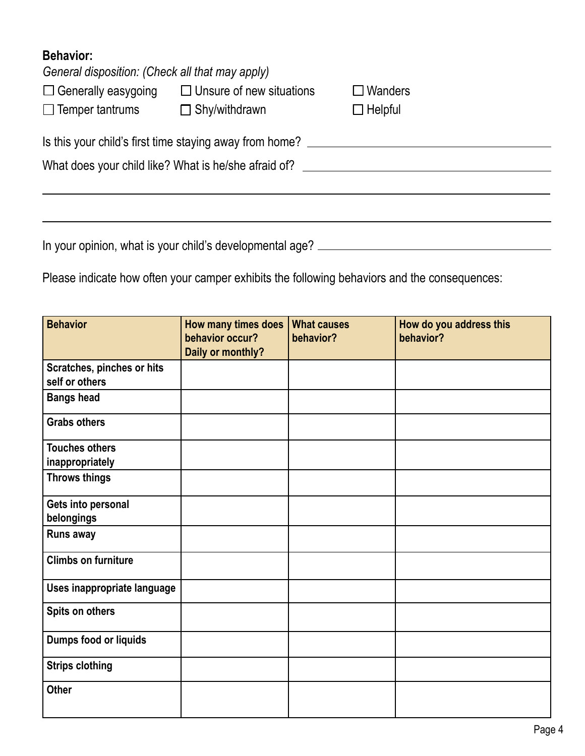**Behavior:**

*General disposition: (Check all that may apply)*

☐ Generally easygoing ☐ Unsure of new situations ☐ Wanders

☐ Temper tantrums ☐ Shy/withdrawn ☐ Helpful

Is this your child's first time staying away from home? ______________________________

What does your child like? What is he/she afraid of? ______________________________

______________________________________________________________________

______________________________________________________________________

In your opinion, what is your child's developmental age? ______________________________

Please indicate how often your camper exhibits the following behaviors and the consequences:

| Behavior | How many times does behavior occur? Daily or monthly? | What causes behavior? | How do you address this behavior? |
|---|---|---|---|
| Scratches, pinches or hits self or others | | | |
| Bangs head | | | |
| Grabs others | | | |
| Touches others inappropriately | | | |
| Throws things | | | |
| Gets into personal belongings | | | |
| Runs away | | | |
| Climbs on furniture | | | |
| Uses inappropriate language | | | |
| Spits on others | | | |
| Dumps food or liquids | | | |
| Strips clothing | | | |
| Other | | | |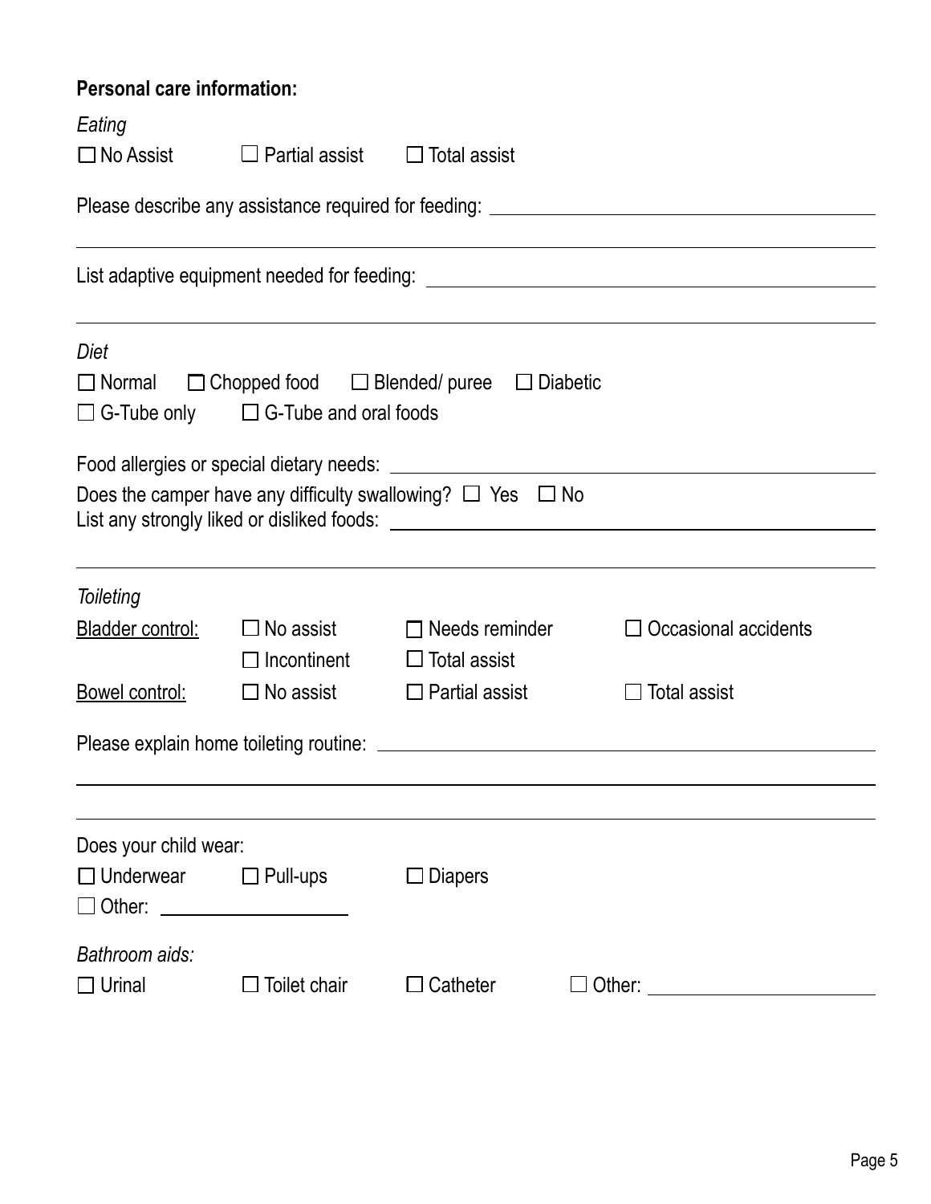**Personal care information:**

*Eating*

☐ No Assist ☐ Partial assist ☐ Total assist

Please describe any assistance required for feeding: ______________________________________

______________________________________________________________________________

List adaptive equipment needed for feeding: ___________________________________________

______________________________________________________________________________

*Diet*

☐ Normal ☐ Chopped food ☐ Blended/ puree ☐ Diabetic

☐ G-Tube only ☐ G-Tube and oral foods

Food allergies or special dietary needs: ________________________________________________

Does the camper have any difficulty swallowing? ☐ Yes ☐ No

List any strongly liked or disliked foods: _______________________________________________

______________________________________________________________________________

*Toileting*

<u>Bladder control:</u> ☐ No assist ☐ Needs reminder ☐ Occasional accidents

☐ Incontinent ☐ Total assist

<u>Bowel control:</u> ☐ No assist ☐ Partial assist ☐ Total assist

Please explain home toileting routine: __________________________________________________

______________________________________________________________________________

______________________________________________________________________________

Does your child wear:

☐ Underwear ☐ Pull-ups ☐ Diapers

☐ Other: ____________________

*Bathroom aids:*

☐ Urinal ☐ Toilet chair ☐ Catheter ☐ Other: ________________________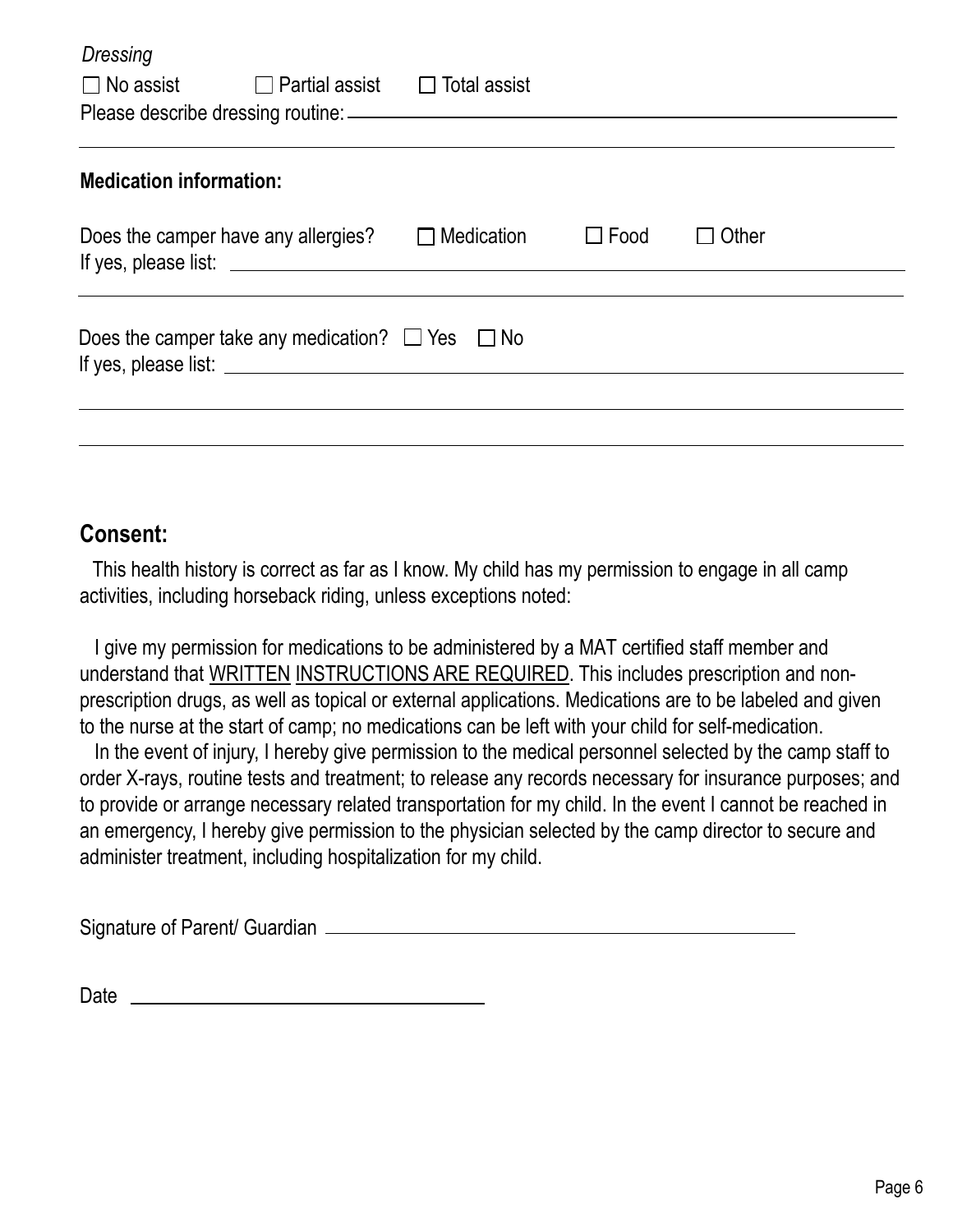*Dressing*

☐ No assist ☐ Partial assist ☐ Total assist

Please describe dressing routine: \_\_\_\_\_\_\_\_\_\_\_\_\_\_\_\_\_\_\_\_\_\_\_\_\_\_\_\_\_\_\_\_\_\_\_\_\_\_\_\_

**Medication information:**

Does the camper have any allergies? ☐ Medication ☐ Food ☐ Other

If yes, please list: \_\_\_\_\_\_\_\_\_\_\_\_\_\_\_\_\_\_\_\_\_\_\_\_\_\_\_\_\_\_\_\_\_\_\_\_\_\_\_\_

Does the camper take any medication? ☐ Yes ☐ No

If yes, please list: \_\_\_\_\_\_\_\_\_\_\_\_\_\_\_\_\_\_\_\_\_\_\_\_\_\_\_\_\_\_\_\_\_\_\_\_\_\_\_\_

## Consent:

This health history is correct as far as I know. My child has my permission to engage in all camp activities, including horseback riding, unless exceptions noted:

I give my permission for medications to be administered by a MAT certified staff member and understand that <u>WRITTEN</u> <u>INSTRUCTIONS ARE REQUIRED</u>. This includes prescription and non-prescription drugs, as well as topical or external applications. Medications are to be labeled and given to the nurse at the start of camp; no medications can be left with your child for self-medication.

In the event of injury, I hereby give permission to the medical personnel selected by the camp staff to order X-rays, routine tests and treatment; to release any records necessary for insurance purposes; and to provide or arrange necessary related transportation for my child. In the event I cannot be reached in an emergency, I hereby give permission to the physician selected by the camp director to secure and administer treatment, including hospitalization for my child.

Signature of Parent/ Guardian \_\_\_\_\_\_\_\_\_\_\_\_\_\_\_\_\_\_\_\_\_\_\_\_\_\_\_\_\_\_\_\_\_\_\_\_\_\_\_\_

Date \_\_\_\_\_\_\_\_\_\_\_\_\_\_\_\_\_\_\_\_\_\_\_\_\_\_\_\_\_\_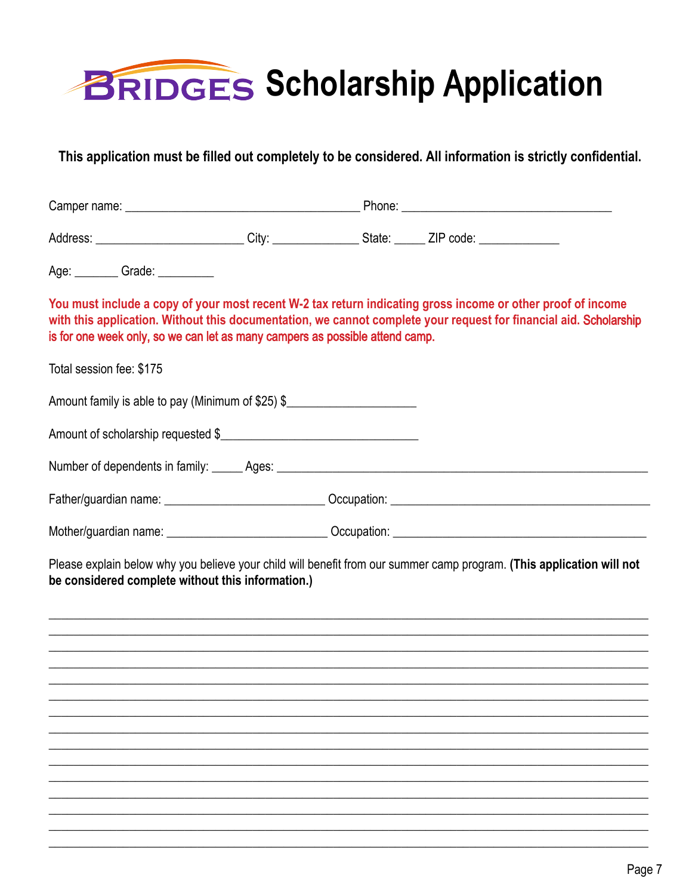# BRIDGES Scholarship Application

**This application must be filled out completely to be considered. All information is strictly confidential.**

Camper name: _____________________________________ Phone: _________________________________

Address: _______________________ City: _____________ State: _____ ZIP code: ____________

Age: _______ Grade: _________

**You must include a copy of your most recent W-2 tax return indicating gross income or other proof of income with this application. Without this documentation, we cannot complete your request for financial aid. Scholarship is for one week only, so we can let as many campers as possible attend camp.**

Total session fee: $175

Amount family is able to pay (Minimum of $25) $____________________

Amount of scholarship requested $_______________________________

Number of dependents in family: _____ Ages: __________________________________________________________

Father/guardian name: _________________________ Occupation: _________________________________________

Mother/guardian name: _________________________ Occupation: ________________________________________

Please explain below why you believe your child will benefit from our summer camp program. **(This application will not be considered complete without this information.)**

______________________________________________________________________________________________
______________________________________________________________________________________________
______________________________________________________________________________________________
______________________________________________________________________________________________
______________________________________________________________________________________________
______________________________________________________________________________________________
______________________________________________________________________________________________
______________________________________________________________________________________________
______________________________________________________________________________________________
______________________________________________________________________________________________
______________________________________________________________________________________________
______________________________________________________________________________________________
______________________________________________________________________________________________
______________________________________________________________________________________________
______________________________________________________________________________________________